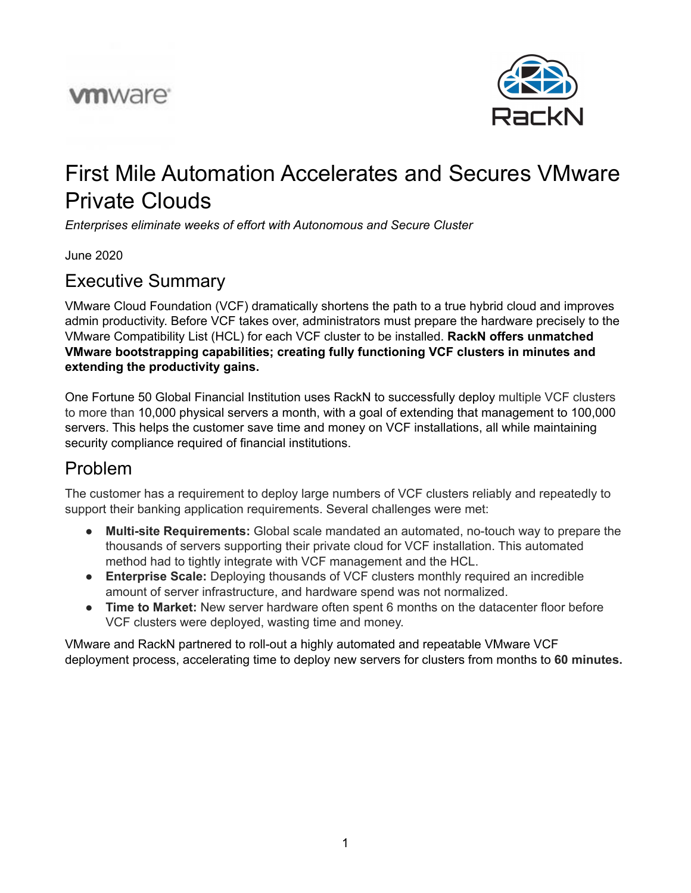# First Mile Automation Accelerates and Secures VMware Private Clouds

*Enterprises eliminate weeks of effort with Autonomous and Secure Cluster*

June 2020

## Executive Summary

VMware Cloud Foundation (VCF) dramatically shortens the path to a true hybrid cloud and improves admin productivity. Before VCF takes over, administrators must prepare the hardware precisely to the VMware Compatibility List (HCL) for each VCF cluster to be installed. **RackN offers unmatched VMware bootstrapping capabilities; creating fully functioning VCF clusters in minutes and extending the productivity gains.**

One Fortune 50 Global Financial Institution uses RackN to successfully deploy multiple VCF clusters to more than 10,000 physical servers a month, with a goal of extending that management to 100,000 servers. This helps the customer save time and money on VCF installations, all while maintaining security compliance required of financial institutions.

## Problem

The customer has a requirement to deploy large numbers of VCF clusters reliably and repeatedly to support their banking application requirements. Several challenges were met:

- **Multi-site Requirements:** Global scale mandated an automated, no-touch way to prepare the thousands of servers supporting their private cloud for VCF installation. This automated method had to tightly integrate with VCF management and the HCL.
- **Enterprise Scale:** Deploying thousands of VCF clusters monthly required an incredible amount of server infrastructure, and hardware spend was not normalized.
- **Time to Market:** New server hardware often spent 6 months on the datacenter floor before VCF clusters were deployed, wasting time and money.

VMware and RackN partnered to roll-out a highly automated and repeatable VMware VCF deployment process, accelerating time to deploy new servers for clusters from months to **60 minutes.**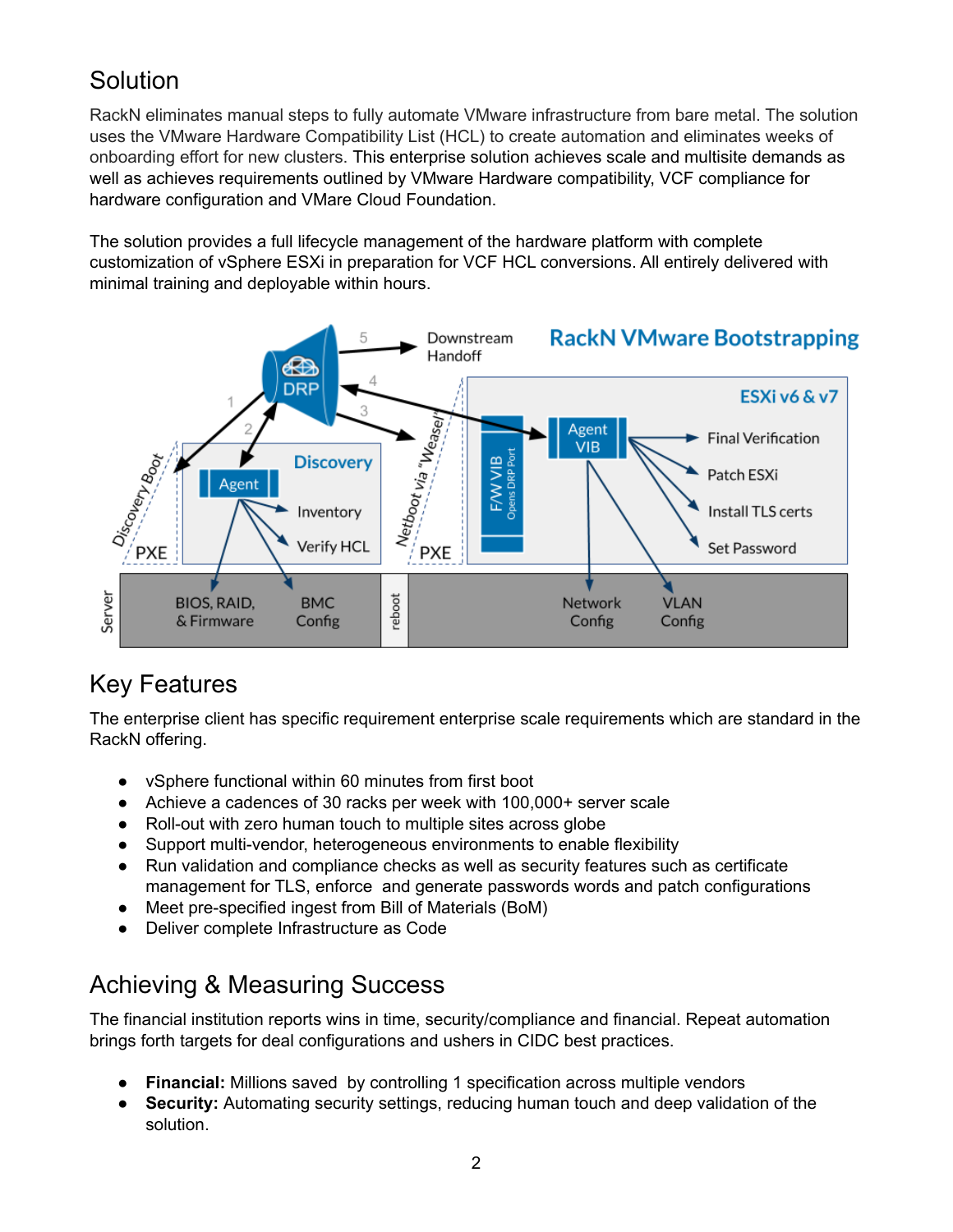## Solution

RackN eliminates manual steps to fully automate VMware infrastructure from bare metal. The solution uses the VMware Hardware Compatibility List (HCL) to create automation and eliminates weeks of onboarding effort for new clusters. This enterprise solution achieves scale and multisite demands as well as achieves requirements outlined by VMware Hardware compatibility, VCF compliance for hardware configuration and VMare Cloud Foundation.

The solution provides a full lifecycle management of the hardware platform with complete customization of vSphere ESXi in preparation for VCF HCL conversions. All entirely delivered with minimal training and deployable within hours.

## Key Features

The enterprise client has specific requirement enterprise scale requirements which are standard in the RackN offering.

- vSphere functional within 60 minutes from first boot
- Achieve a cadences of 30 racks per week with 100,000+ server scale
- Roll-out with zero human touch to multiple sites across globe
- Support multi-vendor, heterogeneous environments to enable flexibility
- Run validation and compliance checks as well as security features such as certificate management for TLS, enforce and generate passwords words and patch configurations
- Meet pre-specified ingest from Bill of Materials (BoM)
- Deliver complete Infrastructure as Code

## Achieving & Measuring Success

The financial institution reports wins in time, security/compliance and financial. Repeat automation brings forth targets for deal configurations and ushers in CIDC best practices.

- **Financial:** Millions saved by controlling 1 specification across multiple vendors
- **Security:** Automating security settings, reducing human touch and deep validation of the solution.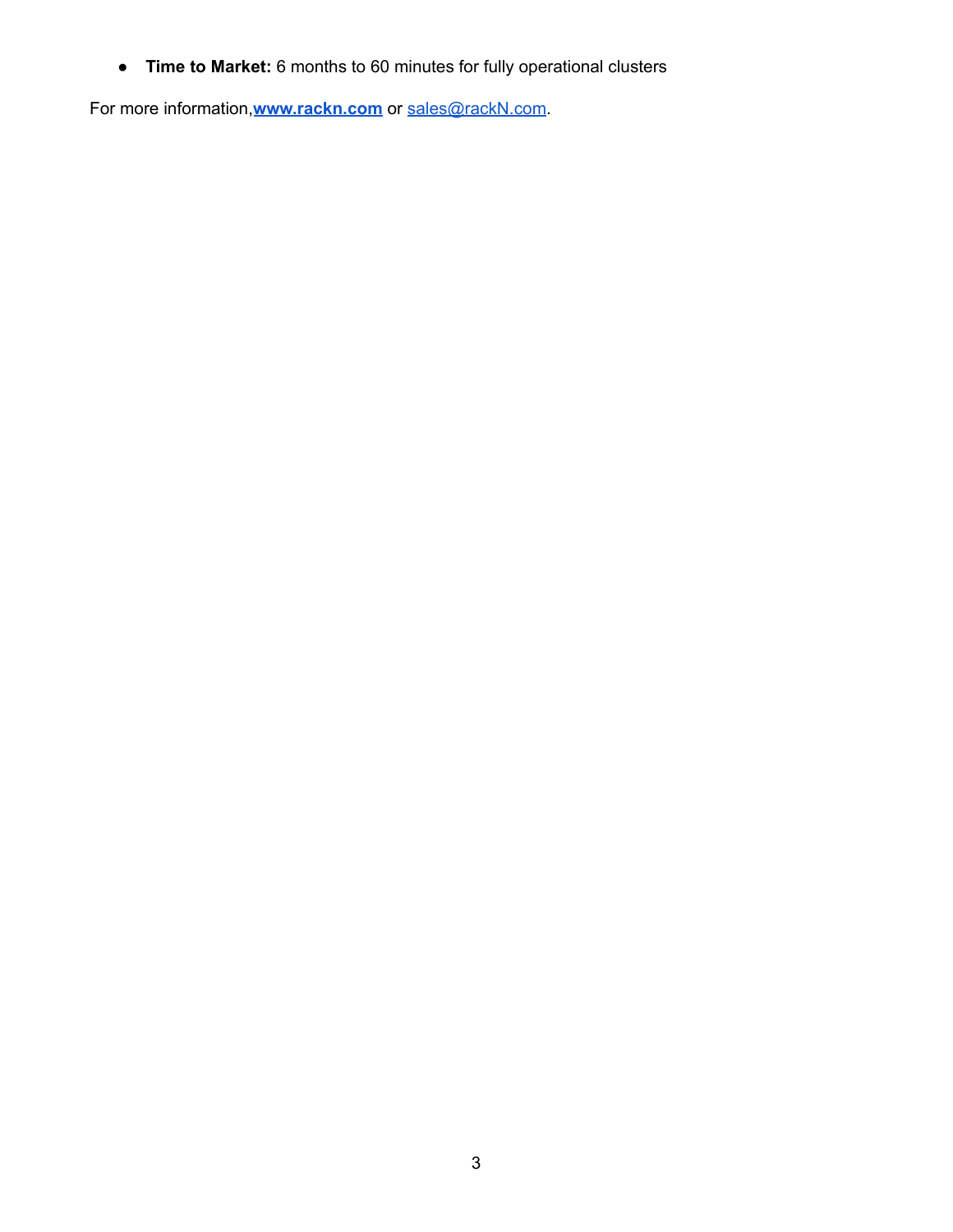- **Time to Market:** 6 months to 60 minutes for fully operational clusters

For more information,**[www.rackn.com](http://www.rackn.com)** or [sales@rackN.com](mailto:sales@rackN.com).